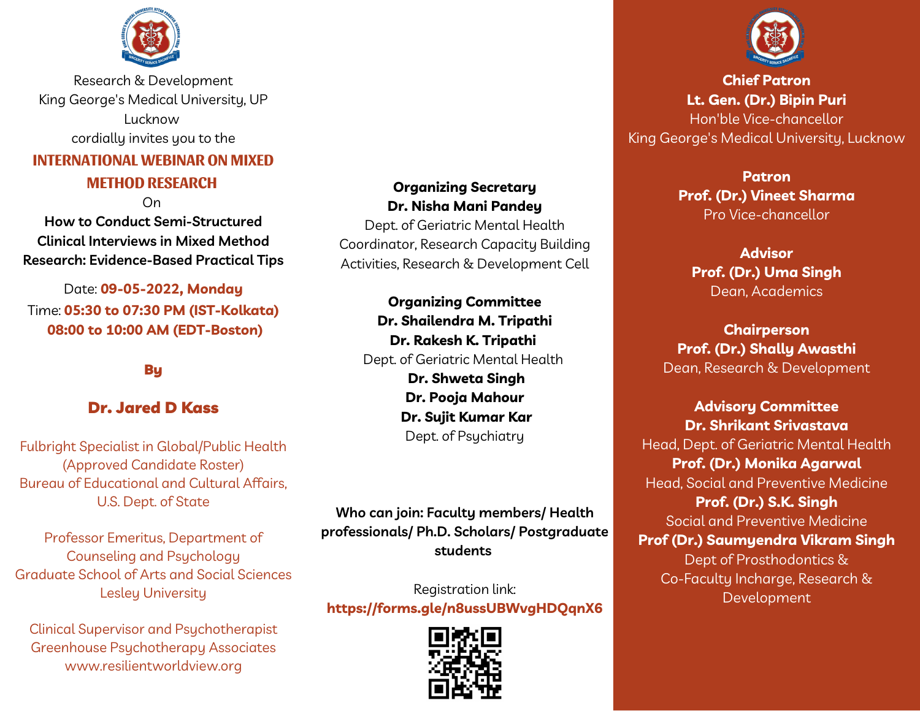Research & Development
King George's Medical University, UP
Lucknow
cordially invites you to the

# INTERNATIONAL WEBINAR ON MIXED METHOD RESEARCH

On

**How to Conduct Semi-Structured Clinical Interviews in Mixed Method Research: Evidence-Based Practical Tips**

Date: **09-05-2022, Monday**
Time: **05:30 to 07:30 PM (IST-Kolkata)**
**08:00 to 10:00 AM (EDT-Boston)**

**By**

## Dr. Jared D Kass

Fulbright Specialist in Global/Public Health
(Approved Candidate Roster)
Bureau of Educational and Cultural Affairs,
U.S. Dept. of State

Professor Emeritus, Department of
Counseling and Psychology
Graduate School of Arts and Social Sciences
Lesley University

Clinical Supervisor and Psychotherapist
Greenhouse Psychotherapy Associates
www.resilientworldview.org

**Organizing Secretary**
**Dr. Nisha Mani Pandey**
Dept. of Geriatric Mental Health
Coordinator, Research Capacity Building
Activities, Research & Development Cell

**Organizing Committee**
**Dr. Shailendra M. Tripathi**
**Dr. Rakesh K. Tripathi**
Dept. of Geriatric Mental Health
**Dr. Shweta Singh**
**Dr. Pooja Mahour**
**Dr. Sujit Kumar Kar**
Dept. of Psychiatry

**Who can join: Faculty members/ Health professionals/ Ph.D. Scholars/ Postgraduate students**

Registration link:
**https://forms.gle/n8ussUBWvgHDQqnX6**

**Chief Patron**
**Lt. Gen. (Dr.) Bipin Puri**
Hon'ble Vice-chancellor
King George's Medical University, Lucknow

**Patron**
**Prof. (Dr.) Vineet Sharma**
Pro Vice-chancellor

**Advisor**
**Prof. (Dr.) Uma Singh**
Dean, Academics

**Chairperson**
**Prof. (Dr.) Shally Awasthi**
Dean, Research & Development

**Advisory Committee**
**Dr. Shrikant Srivastava**
Head, Dept. of Geriatric Mental Health
**Prof. (Dr.) Monika Agarwal**
Head, Social and Preventive Medicine
**Prof. (Dr.) S.K. Singh**
Social and Preventive Medicine
**Prof (Dr.) Saumyendra Vikram Singh**
Dept of Prosthodontics &
Co-Faculty Incharge, Research &
Development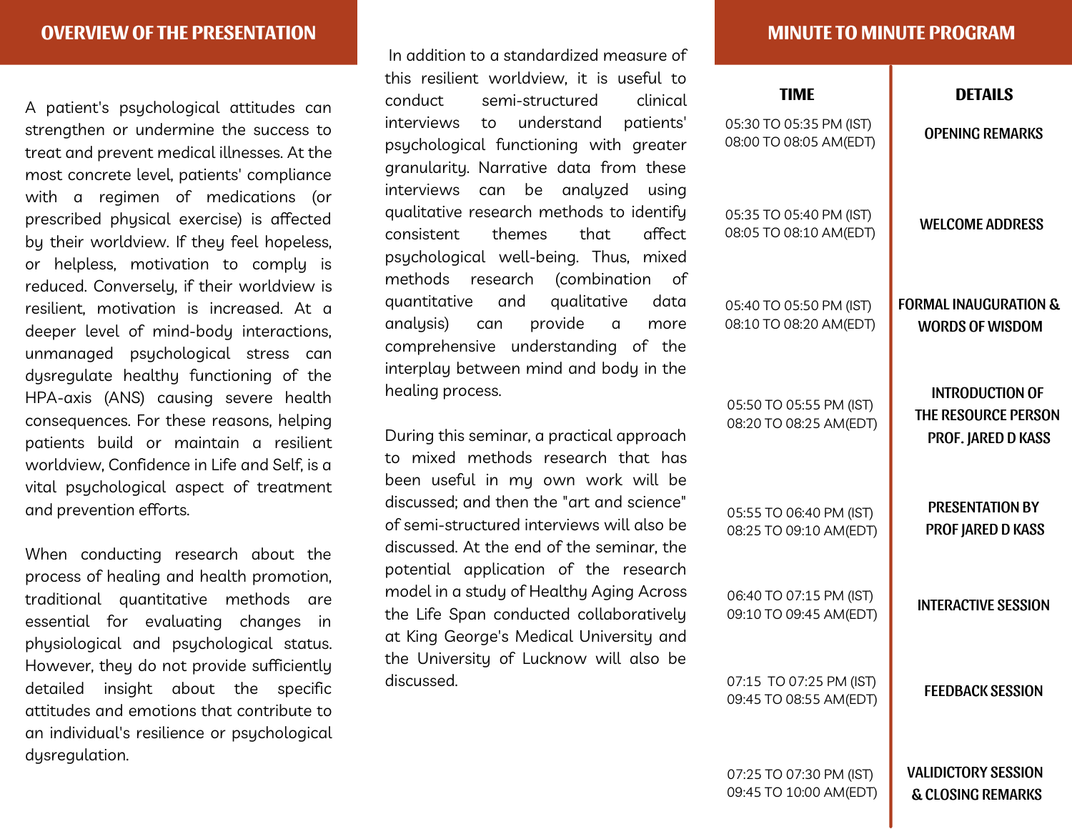## OVERVIEW OF THE PRESENTATION

A patient's psychological attitudes can strengthen or undermine the success to treat and prevent medical illnesses. At the most concrete level, patients' compliance with a regimen of medications (or prescribed physical exercise) is affected by their worldview. If they feel hopeless, or helpless, motivation to comply is reduced. Conversely, if their worldview is resilient, motivation is increased. At a deeper level of mind-body interactions, unmanaged psychological stress can dysregulate healthy functioning of the HPA-axis (ANS) causing severe health consequences. For these reasons, helping patients build or maintain a resilient worldview, Confidence in Life and Self, is a vital psychological aspect of treatment and prevention efforts.

When conducting research about the process of healing and health promotion, traditional quantitative methods are essential for evaluating changes in physiological and psychological status. However, they do not provide sufficiently detailed insight about the specific attitudes and emotions that contribute to an individual's resilience or psychological dysregulation.

In addition to a standardized measure of this resilient worldview, it is useful to conduct semi-structured clinical interviews to understand patients' psychological functioning with greater granularity. Narrative data from these interviews can be analyzed using qualitative research methods to identify consistent themes that affect psychological well-being. Thus, mixed methods research (combination of quantitative and qualitative data analysis) can provide a more comprehensive understanding of the interplay between mind and body in the healing process.

During this seminar, a practical approach to mixed methods research that has been useful in my own work will be discussed; and then the "art and science" of semi-structured interviews will also be discussed. At the end of the seminar, the potential application of the research model in a study of Healthy Aging Across the Life Span conducted collaboratively at King George's Medical University and the University of Lucknow will also be discussed.

## MINUTE TO MINUTE PROGRAM

| TIME | DETAILS |
|---|---|
| 05:30 TO 05:35 PM (IST)<br>08:00 TO 08:05 AM(EDT) | OPENING REMARKS |
| 05:35 TO 05:40 PM (IST)<br>08:05 TO 08:10 AM(EDT) | WELCOME ADDRESS |
| 05:40 TO 05:50 PM (IST)<br>08:10 TO 08:20 AM(EDT) | FORMAL INAUGURATION & WORDS OF WISDOM |
| 05:50 TO 05:55 PM (IST)<br>08:20 TO 08:25 AM(EDT) | INTRODUCTION OF THE RESOURCE PERSON PROF. JARED D KASS |
| 05:55 TO 06:40 PM (IST)<br>08:25 TO 09:10 AM(EDT) | PRESENTATION BY PROF JARED D KASS |
| 06:40 TO 07:15 PM (IST)<br>09:10 TO 09:45 AM(EDT) | INTERACTIVE SESSION |
| 07:15 TO 07:25 PM (IST)<br>09:45 TO 08:55 AM(EDT) | FEEDBACK SESSION |
| 07:25 TO 07:30 PM (IST)<br>09:45 TO 10:00 AM(EDT) | VALIDICTORY SESSION & CLOSING REMARKS |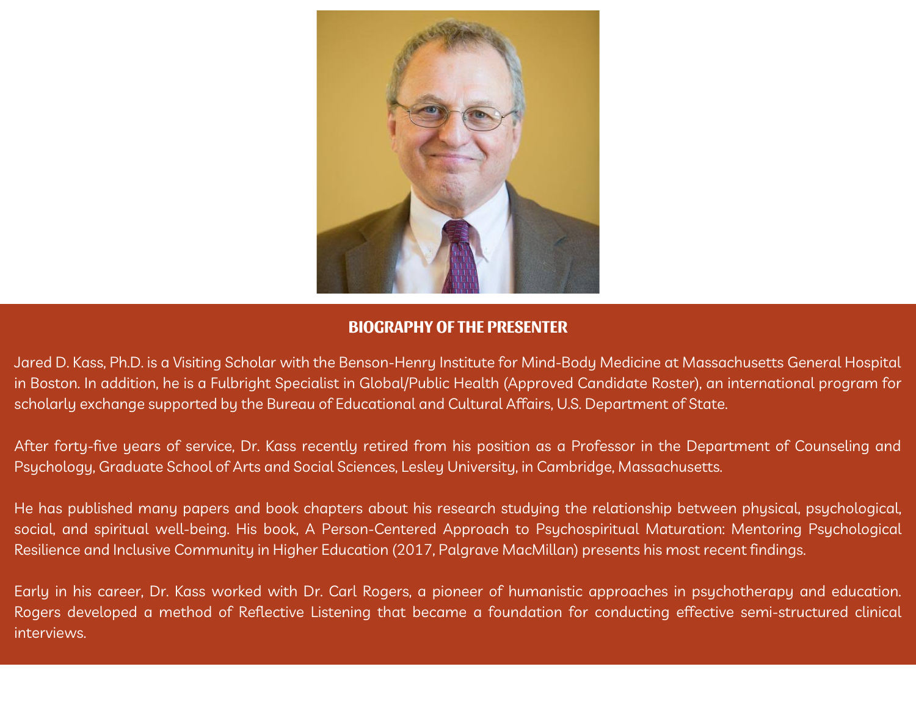## BIOGRAPHY OF THE PRESENTER

Jared D. Kass, Ph.D. is a Visiting Scholar with the Benson-Henry Institute for Mind-Body Medicine at Massachusetts General Hospital in Boston. In addition, he is a Fulbright Specialist in Global/Public Health (Approved Candidate Roster), an international program for scholarly exchange supported by the Bureau of Educational and Cultural Affairs, U.S. Department of State.

After forty-five years of service, Dr. Kass recently retired from his position as a Professor in the Department of Counseling and Psychology, Graduate School of Arts and Social Sciences, Lesley University, in Cambridge, Massachusetts.

He has published many papers and book chapters about his research studying the relationship between physical, psychological, social, and spiritual well-being. His book, A Person-Centered Approach to Psychospiritual Maturation: Mentoring Psychological Resilience and Inclusive Community in Higher Education (2017, Palgrave MacMillan) presents his most recent findings.

Early in his career, Dr. Kass worked with Dr. Carl Rogers, a pioneer of humanistic approaches in psychotherapy and education. Rogers developed a method of Reflective Listening that became a foundation for conducting effective semi-structured clinical interviews.